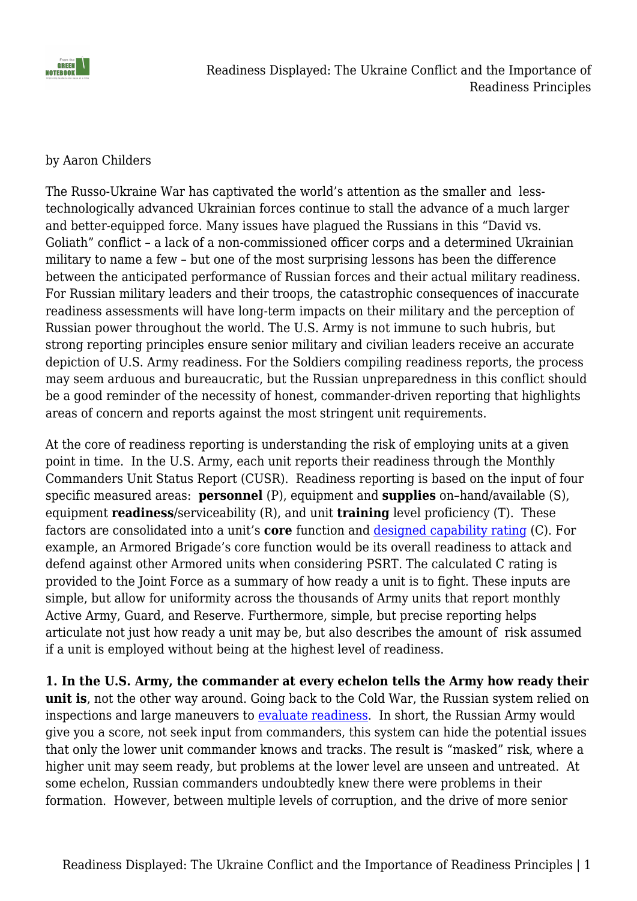by Aaron Childers

The Russo-Ukraine War has captivated the world's attention as the smaller and less-technologically advanced Ukrainian forces continue to stall the advance of a much larger and better-equipped force. Many issues have plagued the Russians in this "David vs. Goliath" conflict – a lack of a non-commissioned officer corps and a determined Ukrainian military to name a few – but one of the most surprising lessons has been the difference between the anticipated performance of Russian forces and their actual military readiness. For Russian military leaders and their troops, the catastrophic consequences of inaccurate readiness assessments will have long-term impacts on their military and the perception of Russian power throughout the world. The U.S. Army is not immune to such hubris, but strong reporting principles ensure senior military and civilian leaders receive an accurate depiction of U.S. Army readiness. For the Soldiers compiling readiness reports, the process may seem arduous and bureaucratic, but the Russian unpreparedness in this conflict should be a good reminder of the necessity of honest, commander-driven reporting that highlights areas of concern and reports against the most stringent unit requirements.

At the core of readiness reporting is understanding the risk of employing units at a given point in time. In the U.S. Army, each unit reports their readiness through the Monthly Commanders Unit Status Report (CUSR). Readiness reporting is based on the input of four specific measured areas: **personnel** (P), equipment and **supplies** on–hand/available (S), equipment **readiness**/serviceability (R), and unit **training** level proficiency (T). These factors are consolidated into a unit's **core** function and [designed capability rating](#) (C). For example, an Armored Brigade's core function would be its overall readiness to attack and defend against other Armored units when considering PSRT. The calculated C rating is provided to the Joint Force as a summary of how ready a unit is to fight. These inputs are simple, but allow for uniformity across the thousands of Army units that report monthly Active Army, Guard, and Reserve. Furthermore, simple, but precise reporting helps articulate not just how ready a unit may be, but also describes the amount of risk assumed if a unit is employed without being at the highest level of readiness.

**1. In the U.S. Army, the commander at every echelon tells the Army how ready their unit is**, not the other way around. Going back to the Cold War, the Russian system relied on inspections and large maneuvers to [evaluate readiness](#). In short, the Russian Army would give you a score, not seek input from commanders, this system can hide the potential issues that only the lower unit commander knows and tracks. The result is "masked" risk, where a higher unit may seem ready, but problems at the lower level are unseen and untreated. At some echelon, Russian commanders undoubtedly knew there were problems in their formation. However, between multiple levels of corruption, and the drive of more senior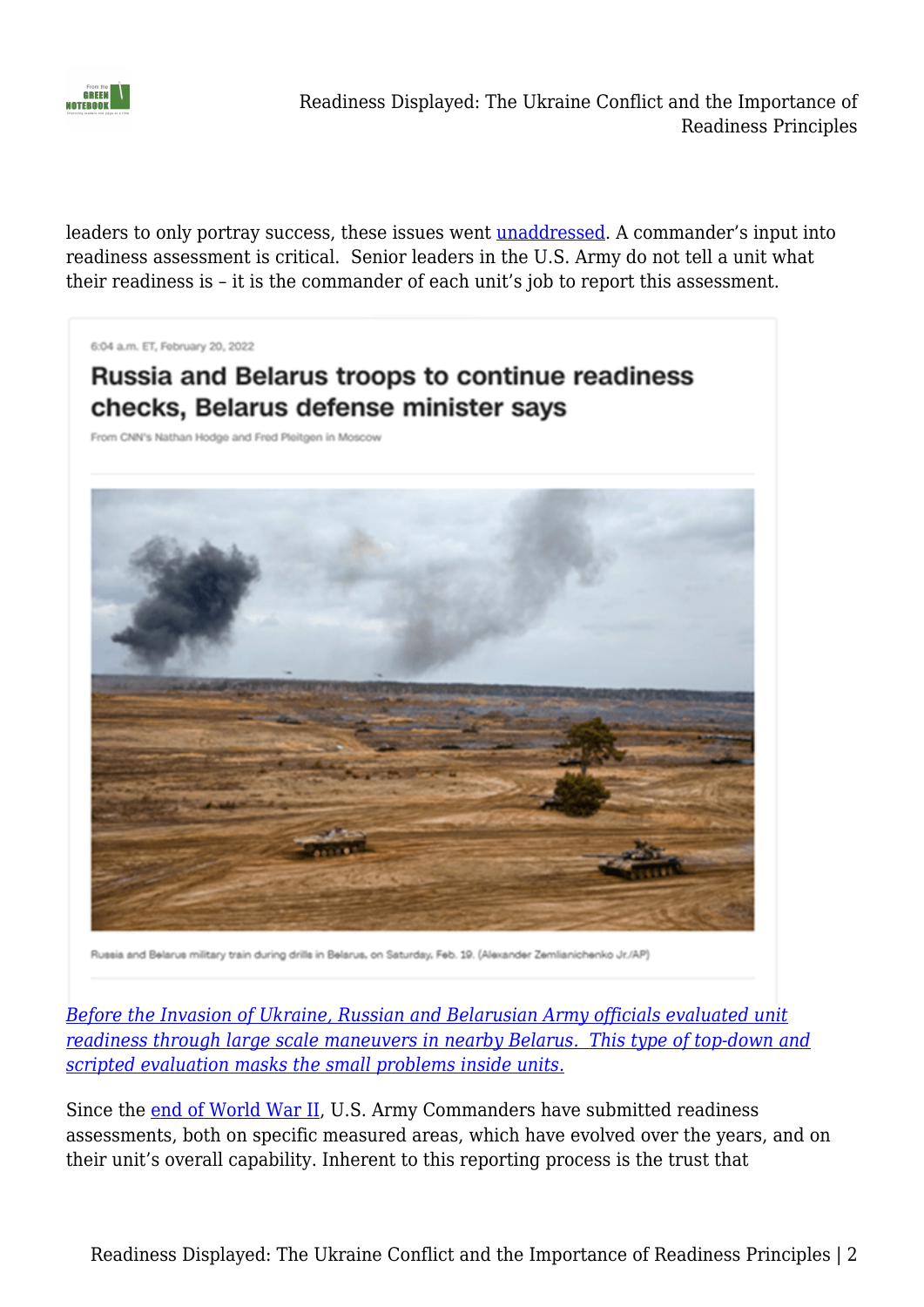leaders to only portray success, these issues went unaddressed. A commander's input into readiness assessment is critical. Senior leaders in the U.S. Army do not tell a unit what their readiness is – it is the commander of each unit's job to report this assessment.

6:04 a.m. ET, February 20, 2022

**Russia and Belarus troops to continue readiness checks, Belarus defense minister says**

From CNN's Nathan Hodge and Fred Pleitgen in Moscow

Russia and Belarus military train during drills in Belarus, on Saturday, Feb. 19. (Alexander Zemlianichenko Jr./AP)

*Before the Invasion of Ukraine, Russian and Belarusian Army officials evaluated unit readiness through large scale maneuvers in nearby Belarus. This type of top-down and scripted evaluation masks the small problems inside units.*

Since the end of World War II, U.S. Army Commanders have submitted readiness assessments, both on specific measured areas, which have evolved over the years, and on their unit's overall capability. Inherent to this reporting process is the trust that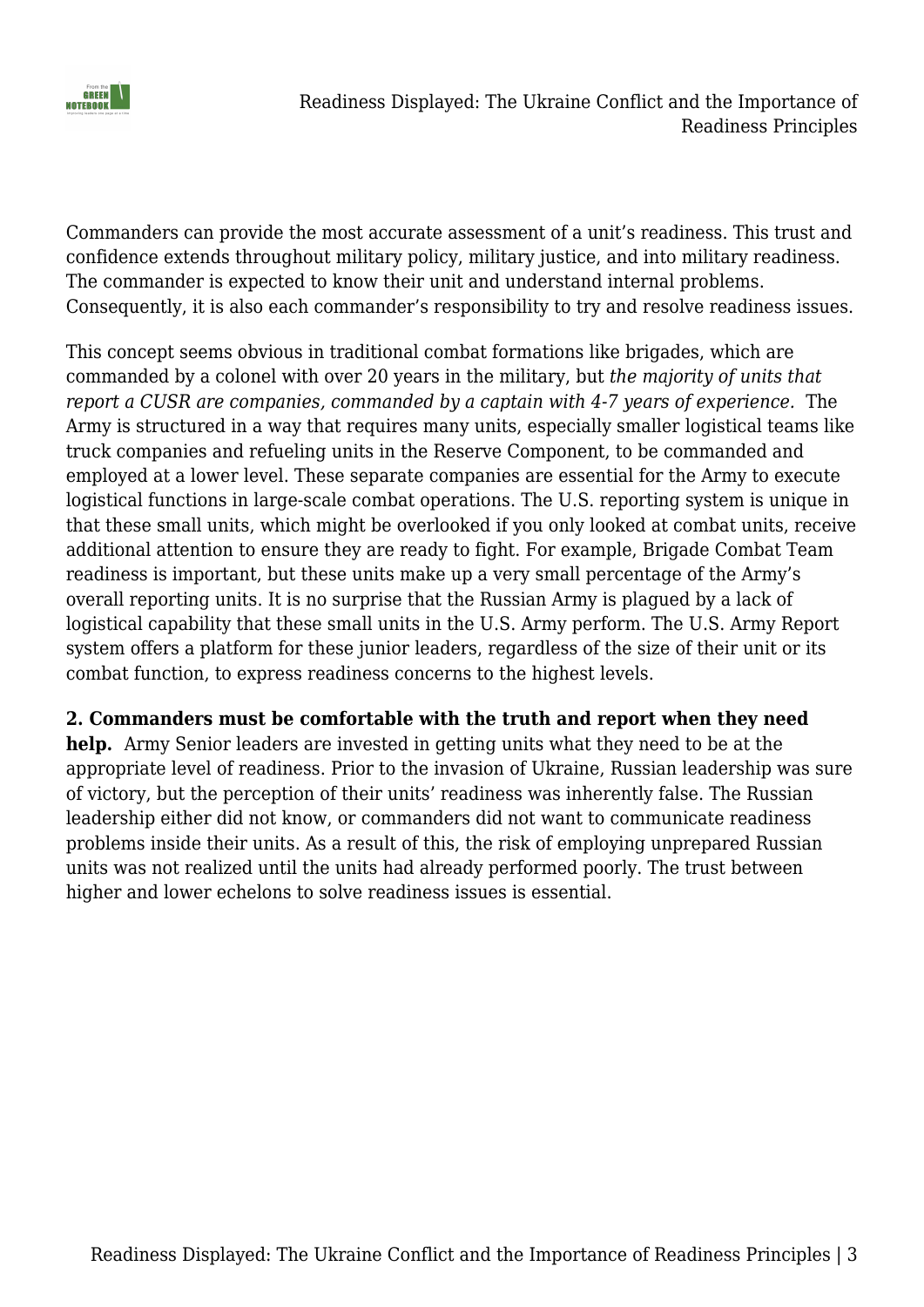Commanders can provide the most accurate assessment of a unit's readiness. This trust and confidence extends throughout military policy, military justice, and into military readiness. The commander is expected to know their unit and understand internal problems. Consequently, it is also each commander's responsibility to try and resolve readiness issues.

This concept seems obvious in traditional combat formations like brigades, which are commanded by a colonel with over 20 years in the military, but *the majority of units that report a CUSR are companies, commanded by a captain with 4-7 years of experience.* The Army is structured in a way that requires many units, especially smaller logistical teams like truck companies and refueling units in the Reserve Component, to be commanded and employed at a lower level. These separate companies are essential for the Army to execute logistical functions in large-scale combat operations. The U.S. reporting system is unique in that these small units, which might be overlooked if you only looked at combat units, receive additional attention to ensure they are ready to fight. For example, Brigade Combat Team readiness is important, but these units make up a very small percentage of the Army's overall reporting units. It is no surprise that the Russian Army is plagued by a lack of logistical capability that these small units in the U.S. Army perform. The U.S. Army Report system offers a platform for these junior leaders, regardless of the size of their unit or its combat function, to express readiness concerns to the highest levels.

**2. Commanders must be comfortable with the truth and report when they need help.** Army Senior leaders are invested in getting units what they need to be at the appropriate level of readiness. Prior to the invasion of Ukraine, Russian leadership was sure of victory, but the perception of their units' readiness was inherently false. The Russian leadership either did not know, or commanders did not want to communicate readiness problems inside their units. As a result of this, the risk of employing unprepared Russian units was not realized until the units had already performed poorly. The trust between higher and lower echelons to solve readiness issues is essential.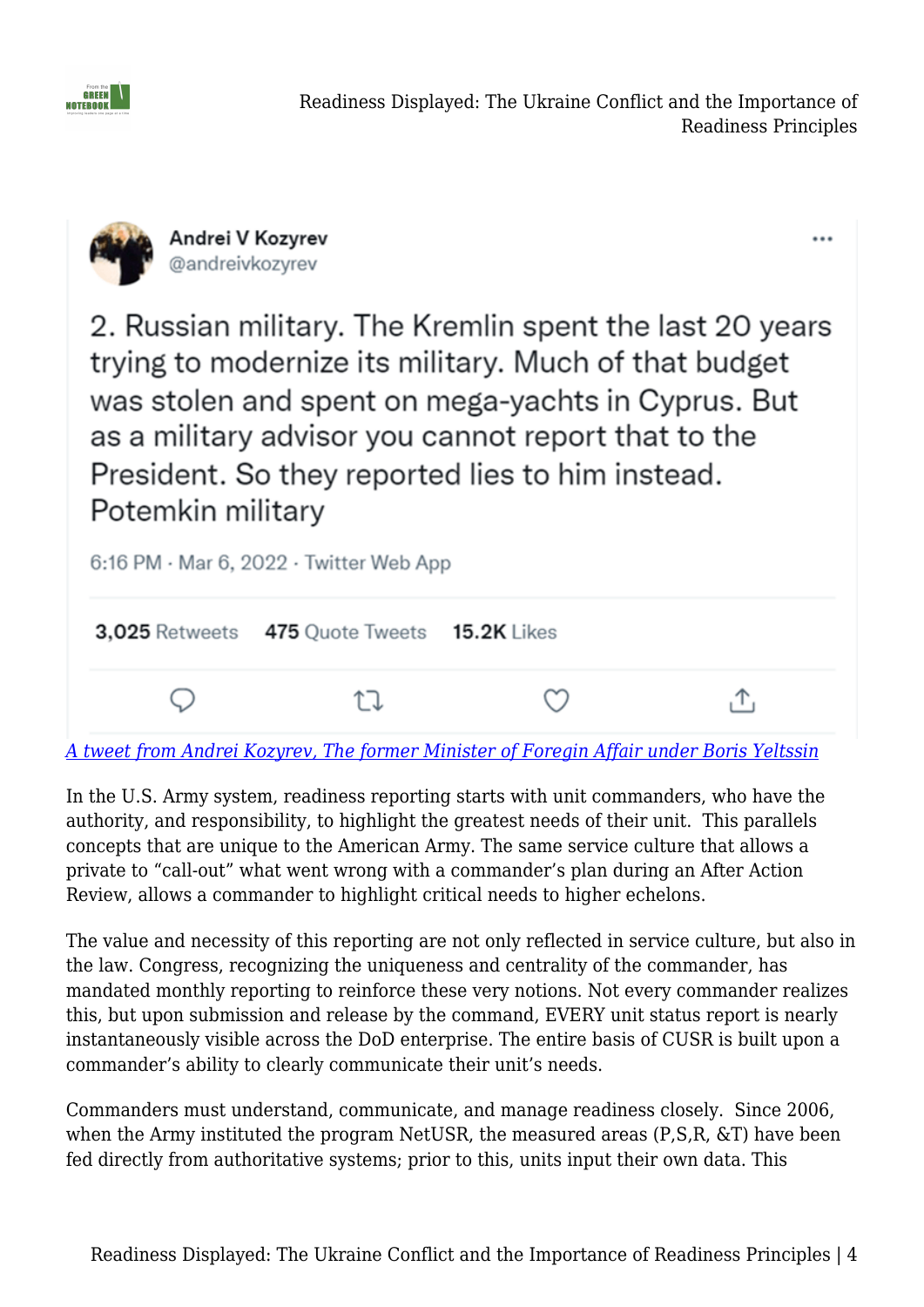Andrei V Kozyrev
@andreivkozyrev

2. Russian military. The Kremlin spent the last 20 years trying to modernize its military. Much of that budget was stolen and spent on mega-yachts in Cyprus. But as a military advisor you cannot report that to the President. So they reported lies to him instead. Potemkin military

6:16 PM · Mar 6, 2022 · Twitter Web App

3,025 Retweets 475 Quote Tweets 15.2K Likes

*A tweet from Andrei Kozyrev, The former Minister of Foregin Affair under Boris Yeltssin*

In the U.S. Army system, readiness reporting starts with unit commanders, who have the authority, and responsibility, to highlight the greatest needs of their unit. This parallels concepts that are unique to the American Army. The same service culture that allows a private to "call-out" what went wrong with a commander's plan during an After Action Review, allows a commander to highlight critical needs to higher echelons.

The value and necessity of this reporting are not only reflected in service culture, but also in the law. Congress, recognizing the uniqueness and centrality of the commander, has mandated monthly reporting to reinforce these very notions. Not every commander realizes this, but upon submission and release by the command, EVERY unit status report is nearly instantaneously visible across the DoD enterprise. The entire basis of CUSR is built upon a commander's ability to clearly communicate their unit's needs.

Commanders must understand, communicate, and manage readiness closely. Since 2006, when the Army instituted the program NetUSR, the measured areas (P,S,R, &T) have been fed directly from authoritative systems; prior to this, units input their own data. This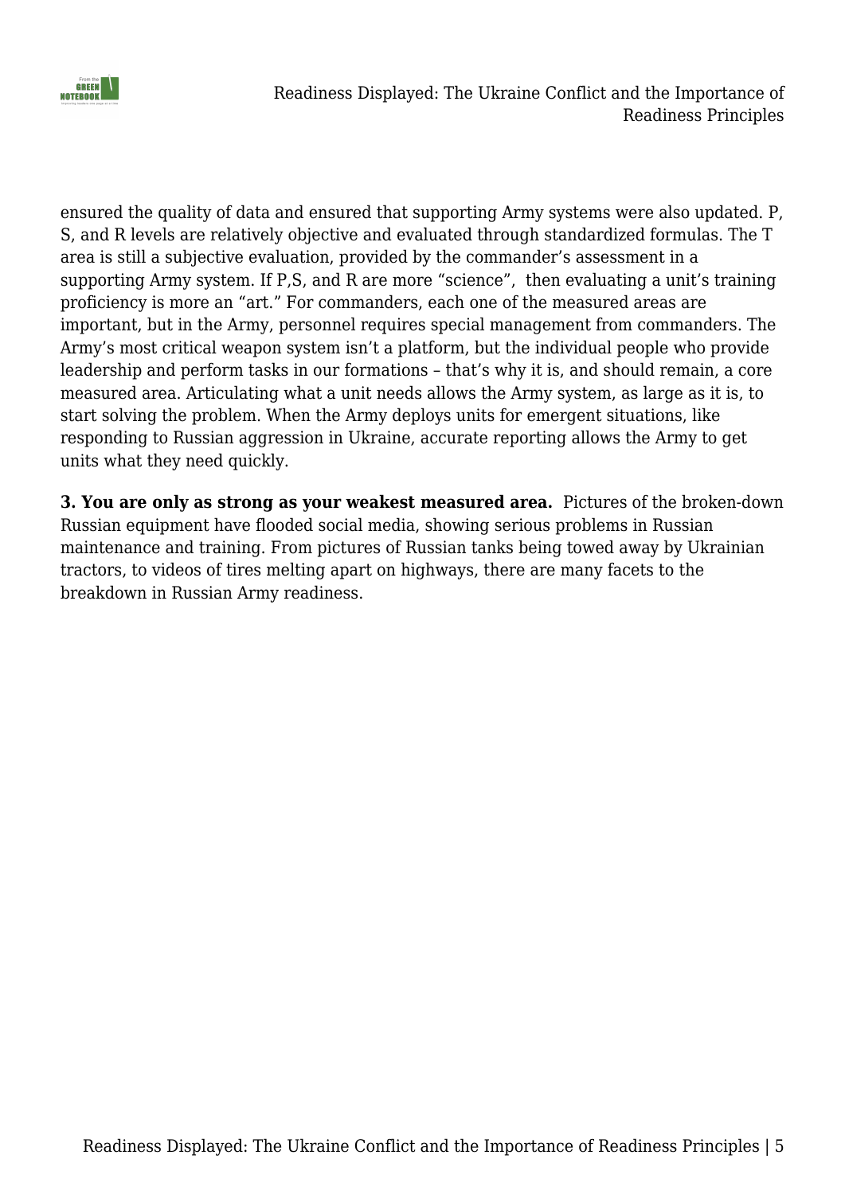ensured the quality of data and ensured that supporting Army systems were also updated. P, S, and R levels are relatively objective and evaluated through standardized formulas. The T area is still a subjective evaluation, provided by the commander's assessment in a supporting Army system. If P,S, and R are more "science", then evaluating a unit's training proficiency is more an "art." For commanders, each one of the measured areas are important, but in the Army, personnel requires special management from commanders. The Army's most critical weapon system isn't a platform, but the individual people who provide leadership and perform tasks in our formations – that's why it is, and should remain, a core measured area. Articulating what a unit needs allows the Army system, as large as it is, to start solving the problem. When the Army deploys units for emergent situations, like responding to Russian aggression in Ukraine, accurate reporting allows the Army to get units what they need quickly.

**3. You are only as strong as your weakest measured area.** Pictures of the broken-down Russian equipment have flooded social media, showing serious problems in Russian maintenance and training. From pictures of Russian tanks being towed away by Ukrainian tractors, to videos of tires melting apart on highways, there are many facets to the breakdown in Russian Army readiness.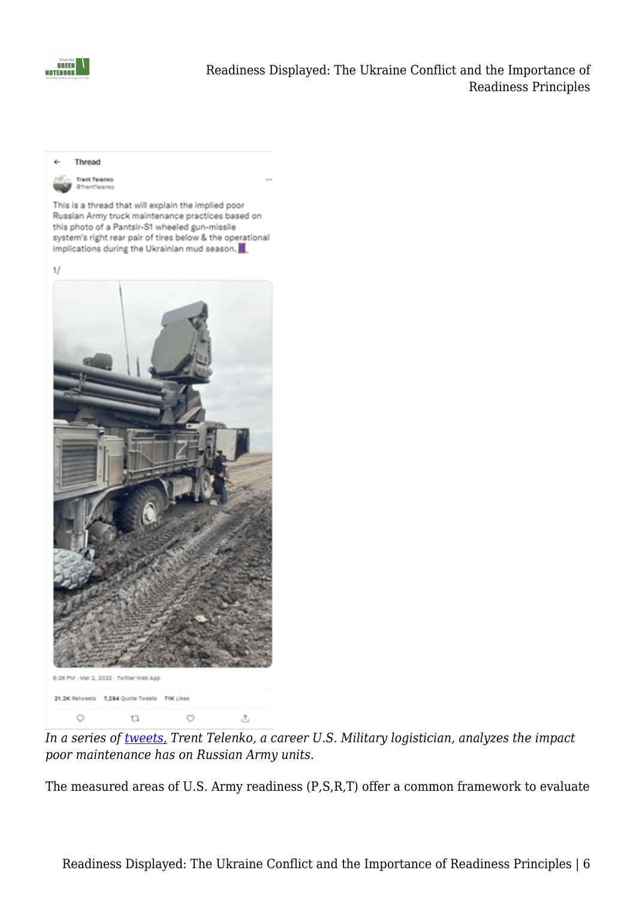*In a series of [tweets,](#) Trent Telenko, a career U.S. Military logistician, analyzes the impact poor maintenance has on Russian Army units.*

The measured areas of U.S. Army readiness (P,S,R,T) offer a common framework to evaluate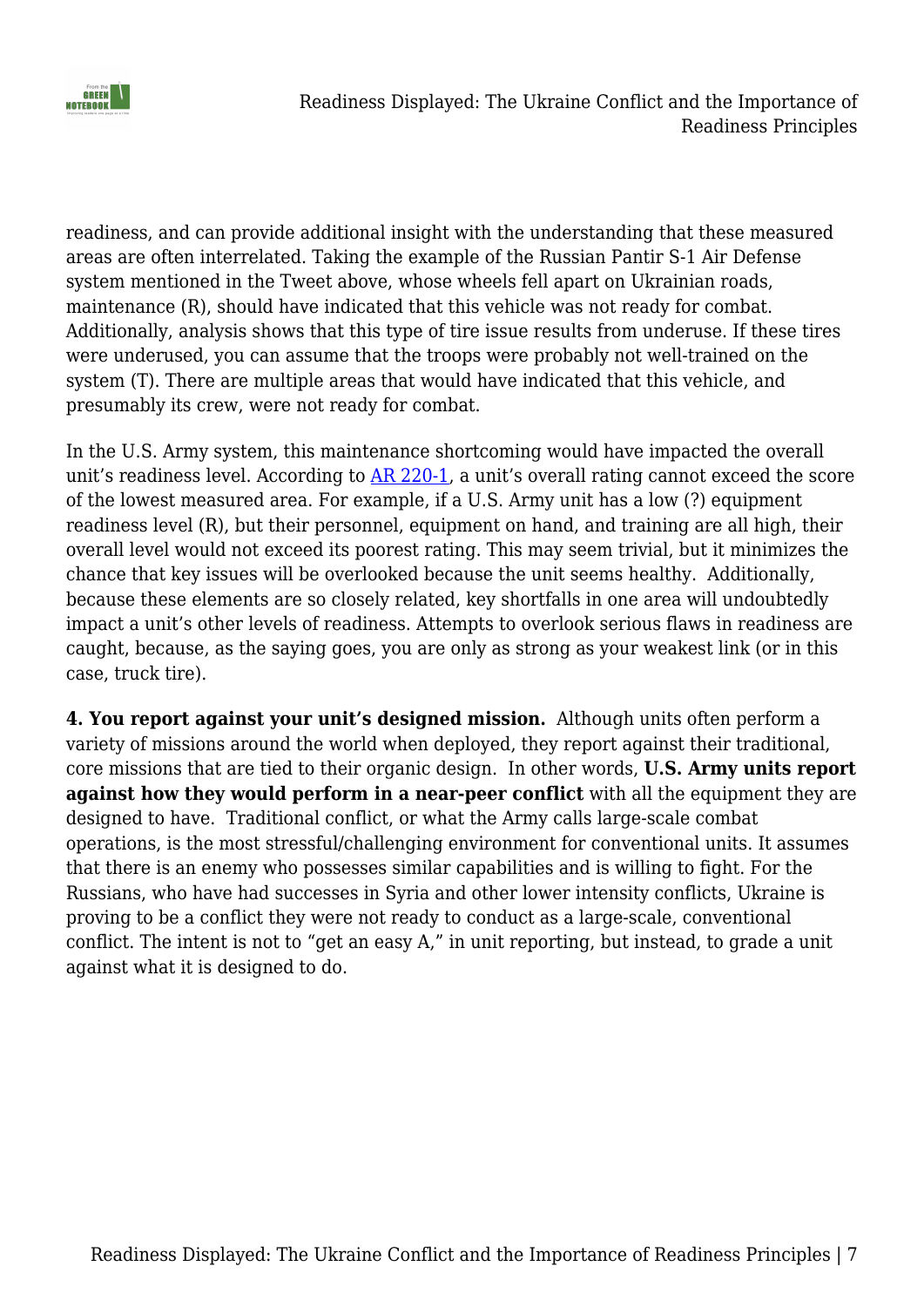readiness, and can provide additional insight with the understanding that these measured areas are often interrelated. Taking the example of the Russian Pantir S-1 Air Defense system mentioned in the Tweet above, whose wheels fell apart on Ukrainian roads, maintenance (R), should have indicated that this vehicle was not ready for combat. Additionally, analysis shows that this type of tire issue results from underuse. If these tires were underused, you can assume that the troops were probably not well-trained on the system (T). There are multiple areas that would have indicated that this vehicle, and presumably its crew, were not ready for combat.

In the U.S. Army system, this maintenance shortcoming would have impacted the overall unit's readiness level. According to [AR 220-1], a unit's overall rating cannot exceed the score of the lowest measured area. For example, if a U.S. Army unit has a low (?) equipment readiness level (R), but their personnel, equipment on hand, and training are all high, their overall level would not exceed its poorest rating. This may seem trivial, but it minimizes the chance that key issues will be overlooked because the unit seems healthy. Additionally, because these elements are so closely related, key shortfalls in one area will undoubtedly impact a unit's other levels of readiness. Attempts to overlook serious flaws in readiness are caught, because, as the saying goes, you are only as strong as your weakest link (or in this case, truck tire).

**4. You report against your unit's designed mission.** Although units often perform a variety of missions around the world when deployed, they report against their traditional, core missions that are tied to their organic design. In other words, **U.S. Army units report against how they would perform in a near-peer conflict** with all the equipment they are designed to have. Traditional conflict, or what the Army calls large-scale combat operations, is the most stressful/challenging environment for conventional units. It assumes that there is an enemy who possesses similar capabilities and is willing to fight. For the Russians, who have had successes in Syria and other lower intensity conflicts, Ukraine is proving to be a conflict they were not ready to conduct as a large-scale, conventional conflict. The intent is not to "get an easy A," in unit reporting, but instead, to grade a unit against what it is designed to do.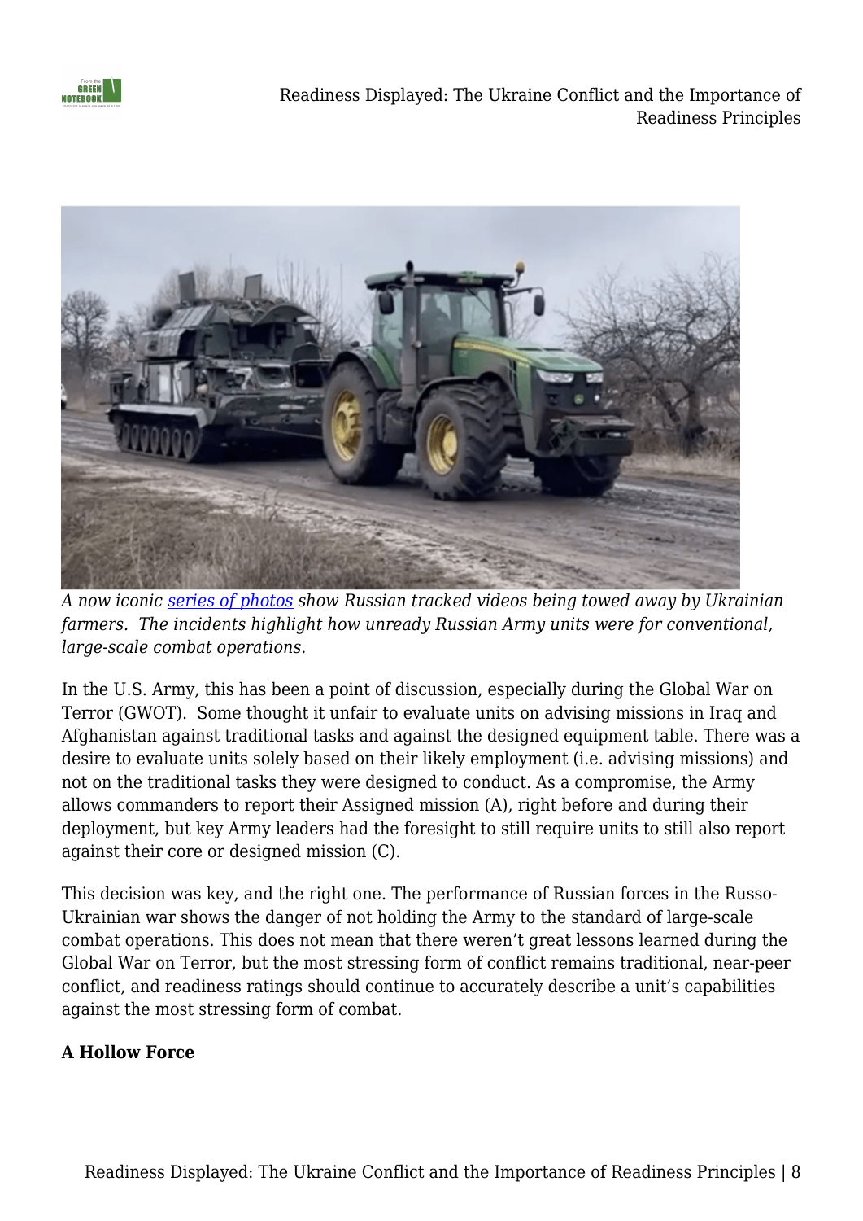*A now iconic [series of photos](#) show Russian tracked videos being towed away by Ukrainian farmers. The incidents highlight how unready Russian Army units were for conventional, large-scale combat operations.*

In the U.S. Army, this has been a point of discussion, especially during the Global War on Terror (GWOT). Some thought it unfair to evaluate units on advising missions in Iraq and Afghanistan against traditional tasks and against the designed equipment table. There was a desire to evaluate units solely based on their likely employment (i.e. advising missions) and not on the traditional tasks they were designed to conduct. As a compromise, the Army allows commanders to report their Assigned mission (A), right before and during their deployment, but key Army leaders had the foresight to still require units to still also report against their core or designed mission (C).

This decision was key, and the right one. The performance of Russian forces in the Russo-Ukrainian war shows the danger of not holding the Army to the standard of large-scale combat operations. This does not mean that there weren't great lessons learned during the Global War on Terror, but the most stressing form of conflict remains traditional, near-peer conflict, and readiness ratings should continue to accurately describe a unit's capabilities against the most stressing form of combat.

**A Hollow Force**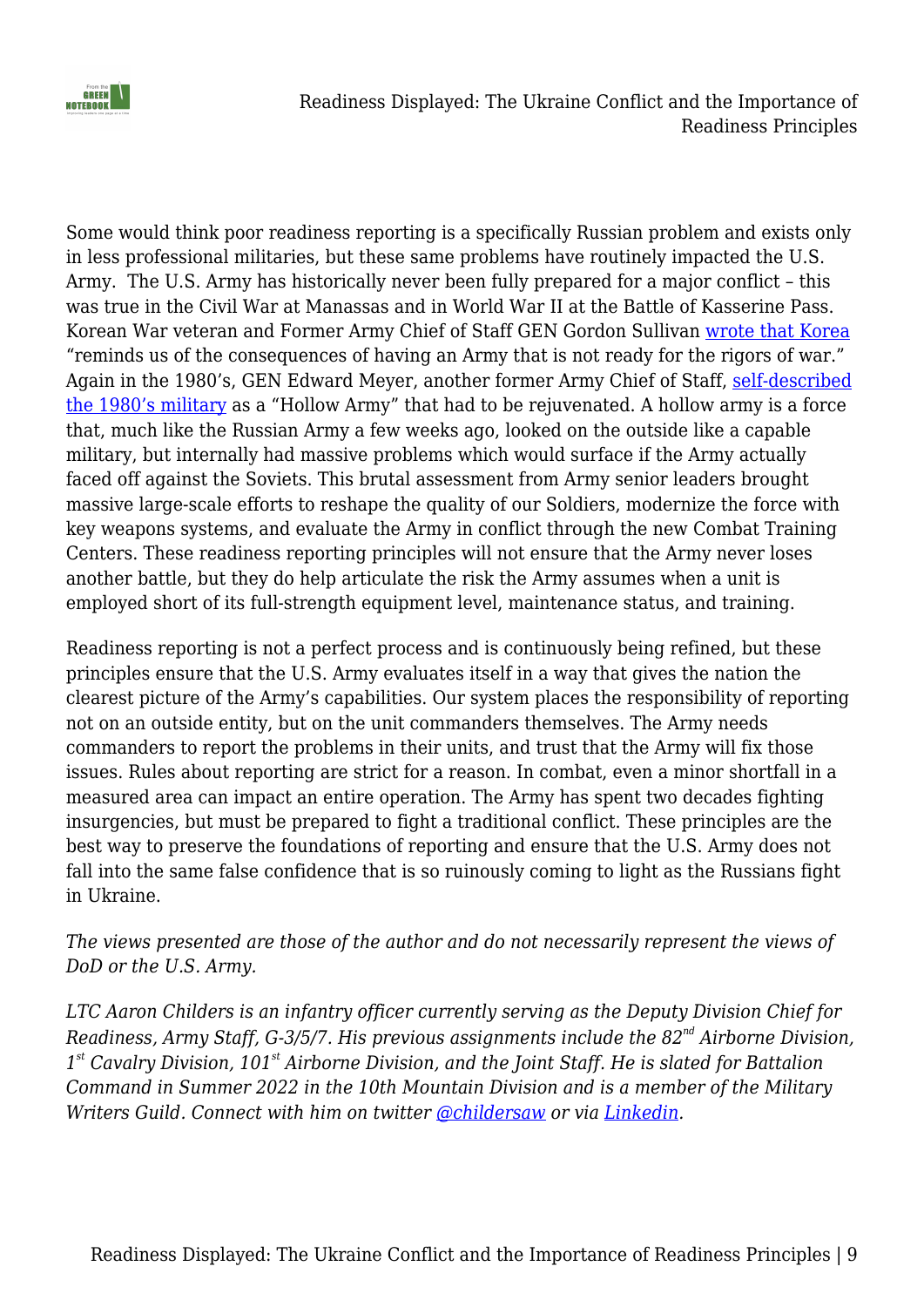Some would think poor readiness reporting is a specifically Russian problem and exists only in less professional militaries, but these same problems have routinely impacted the U.S. Army. The U.S. Army has historically never been fully prepared for a major conflict – this was true in the Civil War at Manassas and in World War II at the Battle of Kasserine Pass. Korean War veteran and Former Army Chief of Staff GEN Gordon Sullivan [wrote that Korea](#) "reminds us of the consequences of having an Army that is not ready for the rigors of war." Again in the 1980's, GEN Edward Meyer, another former Army Chief of Staff, [self-described the 1980's military](#) as a "Hollow Army" that had to be rejuvenated. A hollow army is a force that, much like the Russian Army a few weeks ago, looked on the outside like a capable military, but internally had massive problems which would surface if the Army actually faced off against the Soviets. This brutal assessment from Army senior leaders brought massive large-scale efforts to reshape the quality of our Soldiers, modernize the force with key weapons systems, and evaluate the Army in conflict through the new Combat Training Centers. These readiness reporting principles will not ensure that the Army never loses another battle, but they do help articulate the risk the Army assumes when a unit is employed short of its full-strength equipment level, maintenance status, and training.

Readiness reporting is not a perfect process and is continuously being refined, but these principles ensure that the U.S. Army evaluates itself in a way that gives the nation the clearest picture of the Army's capabilities. Our system places the responsibility of reporting not on an outside entity, but on the unit commanders themselves. The Army needs commanders to report the problems in their units, and trust that the Army will fix those issues. Rules about reporting are strict for a reason. In combat, even a minor shortfall in a measured area can impact an entire operation. The Army has spent two decades fighting insurgencies, but must be prepared to fight a traditional conflict. These principles are the best way to preserve the foundations of reporting and ensure that the U.S. Army does not fall into the same false confidence that is so ruinously coming to light as the Russians fight in Ukraine.

*The views presented are those of the author and do not necessarily represent the views of DoD or the U.S. Army.*

*LTC Aaron Childers is an infantry officer currently serving as the Deputy Division Chief for Readiness, Army Staff, G-3/5/7. His previous assignments include the 82nd Airborne Division, 1st Cavalry Division, 101st Airborne Division, and the Joint Staff. He is slated for Battalion Command in Summer 2022 in the 10th Mountain Division and is a member of the Military Writers Guild. Connect with him on twitter [@childersaw](#) or via [Linkedin](#).*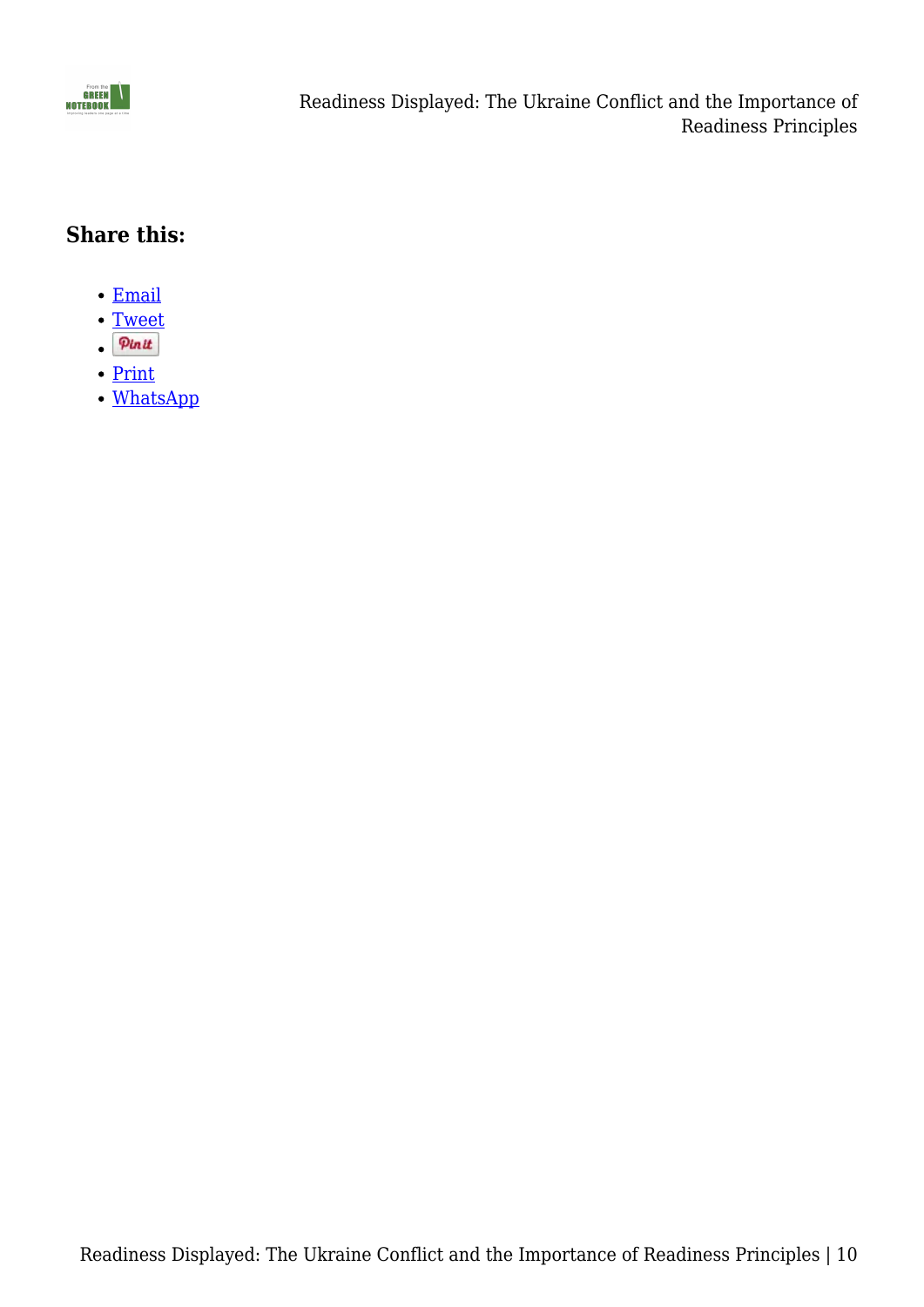### Share this:

- Email
- Tweet
- Pin it
- Print
- WhatsApp